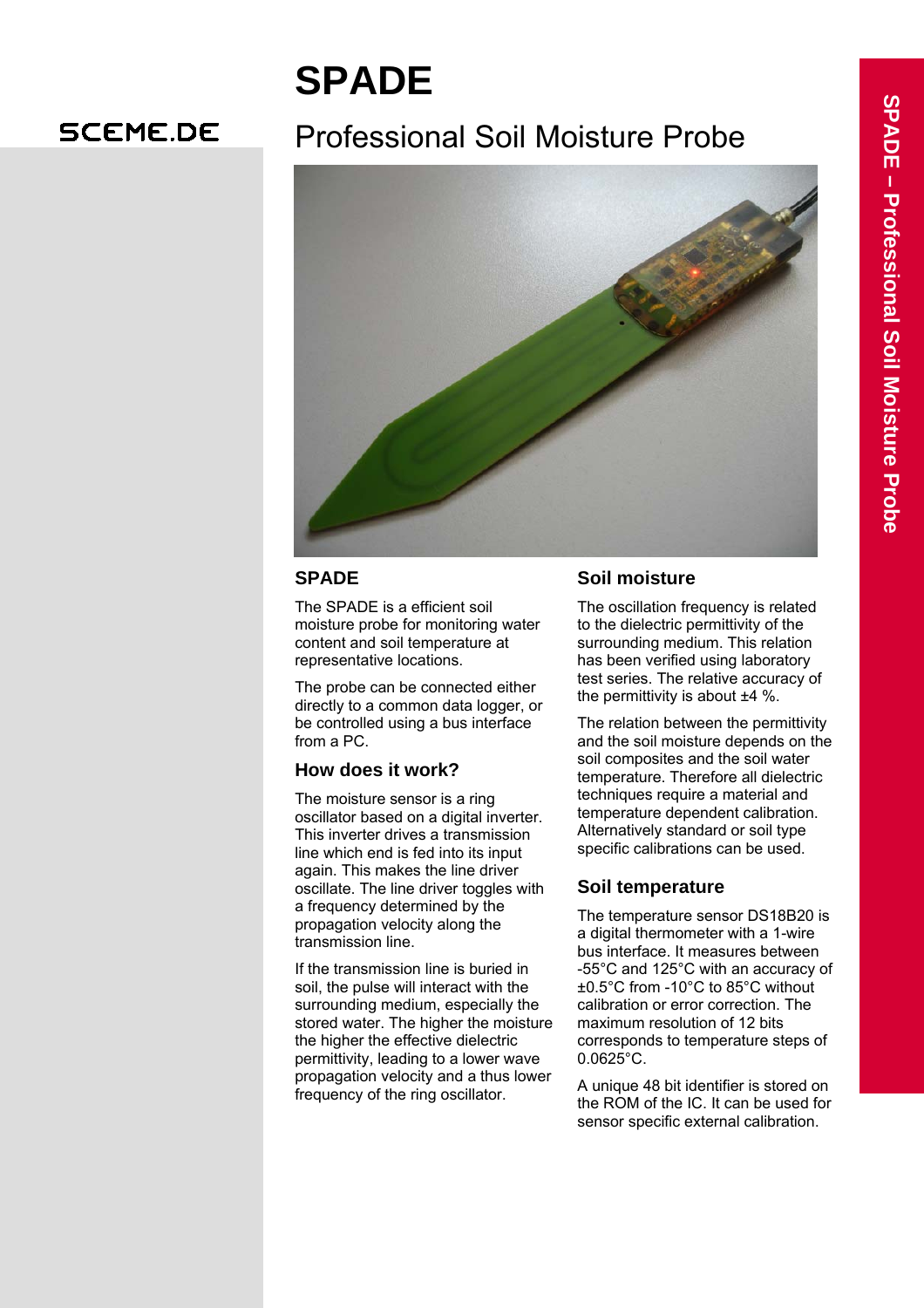SCEME.DE

# SPADE

## Professional Soil Moisture Probe

### SPADE

The SPADE is a efficient soil moisture probe for monitoring water content and soil temperature at representative locations.

The probe can be connected either directly to a common data logger, or be controlled using a bus interface from a PC.

### How does it work?

The moisture sensor is a ring oscillator based on a digital inverter. This inverter drives a transmission line which end is fed into its input again. This makes the line driver oscillate. The line driver toggles with a frequency determined by the propagation velocity along the transmission line.

If the transmission line is buried in soil, the pulse will interact with the surrounding medium, especially the stored water. The higher the moisture the higher the effective dielectric permittivity, leading to a lower wave propagation velocity and a thus lower frequency of the ring oscillator.

### Soil moisture

The oscillation frequency is related to the dielectric permittivity of the surrounding medium. This relation has been verified using laboratory test series. The relative accuracy of the permittivity is about ±4 %.

The relation between the permittivity and the soil moisture depends on the soil composites and the soil water temperature. Therefore all dielectric techniques require a material and temperature dependent calibration. Alternatively standard or soil type specific calibrations can be used.

### Soil temperature

The temperature sensor DS18B20 is a digital thermometer with a 1-wire bus interface. It measures between -55°C and 125°C with an accuracy of ±0.5°C from -10°C to 85°C without calibration or error correction. The maximum resolution of 12 bits corresponds to temperature steps of 0.0625°C.

A unique 48 bit identifier is stored on the ROM of the IC. It can be used for sensor specific external calibration.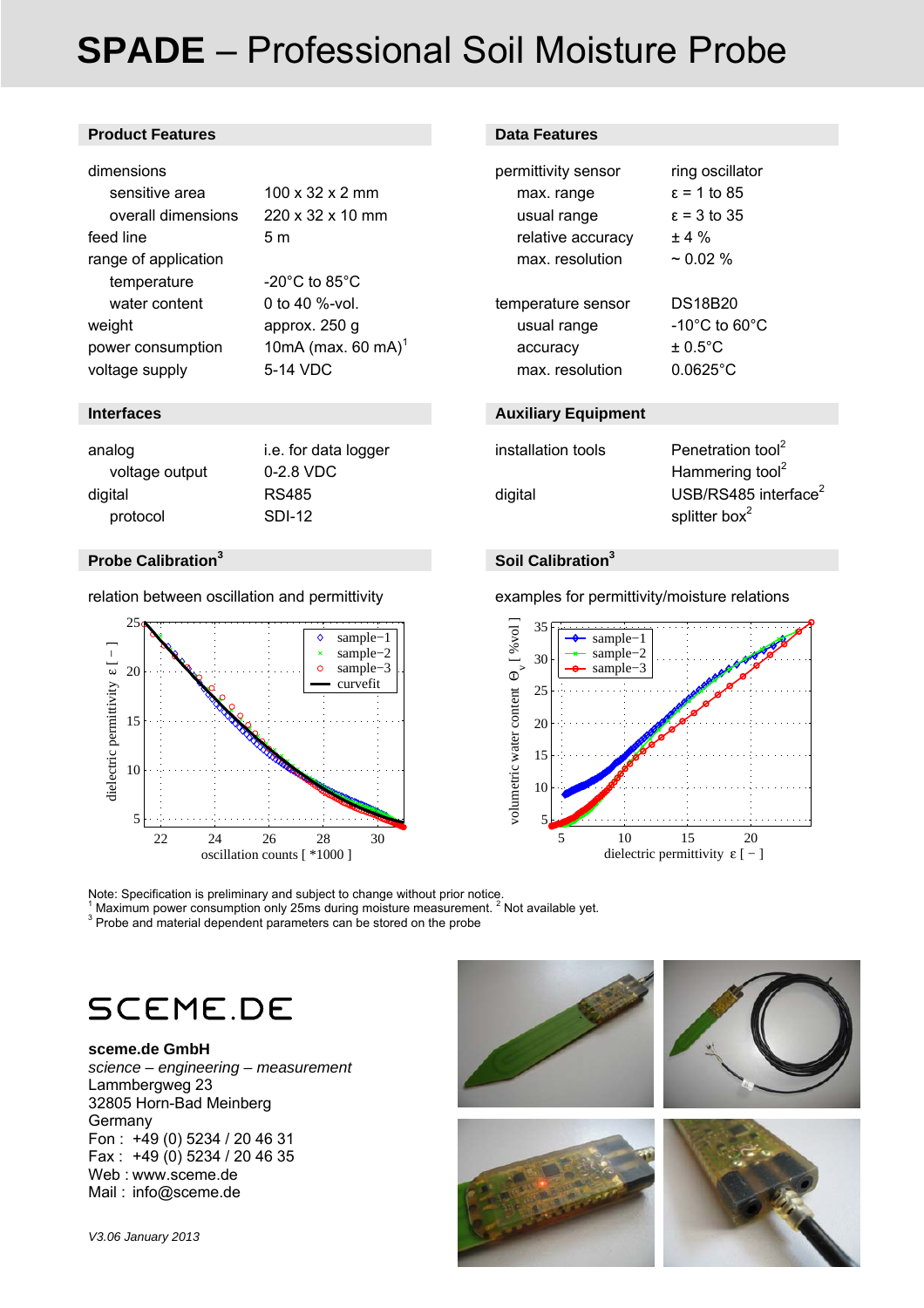# SPADE – Professional Soil Moisture Probe

## Product Features

| | |
|---|---|
| dimensions | |
| sensitive area | 100 x 32 x 2 mm |
| overall dimensions | 220 x 32 x 10 mm |
| feed line | 5 m |
| range of application | |
| temperature | -20°C to 85°C |
| water content | 0 to 40 %-vol. |
| weight | approx. 250 g |
| power consumption | 10mA (max. 60 mA)[1] |
| voltage supply | 5-14 VDC |

## Data Features

| | |
|---|---|
| permittivity sensor | ring oscillator |
| max. range | ε = 1 to 85 |
| usual range | ε = 3 to 35 |
| relative accuracy | ± 4 % |
| max. resolution | ~ 0.02 % |
| temperature sensor | DS18B20 |
| usual range | -10°C to 60°C |
| accuracy | ± 0.5°C |
| max. resolution | 0.0625°C |

## Interfaces

| | |
|---|---|
| analog | i.e. for data logger |
| voltage output | 0-2.8 VDC |
| digital | RS485 |
| protocol | SDI-12 |

## Auxiliary Equipment

| | |
|---|---|
| installation tools | Penetration tool[2] |
| | Hammering tool[2] |
| digital | USB/RS485 interface[2] |
| | splitter box[2] |

## Probe Calibration[3]

relation between oscillation and permittivity

dielectric permittivity ε [ − ]
oscillation counts [ *1000 ]
sample−1
sample−2
sample−3
curvefit

## Soil Calibration[3]

examples for permittivity/moisture relations

volumetric water content $\Theta_v$ [ %vol ]
dielectric permittivity ε [ − ]
sample−1
sample−2
sample−3

Note: Specification is preliminary and subject to change without prior notice.
[1] Maximum power consumption only 25ms during moisture measurement. [2] Not available yet.
[3] Probe and material dependent parameters can be stored on the probe

SCEME.DE

**sceme.de GmbH**
*science – engineering – measurement*
Lammbergweg 23
32805 Horn-Bad Meinberg
Germany
Fon : +49 (0) 5234 / 20 46 31
Fax : +49 (0) 5234 / 20 46 35
Web : www.sceme.de
Mail : info@sceme.de

*V3.06 January 2013*